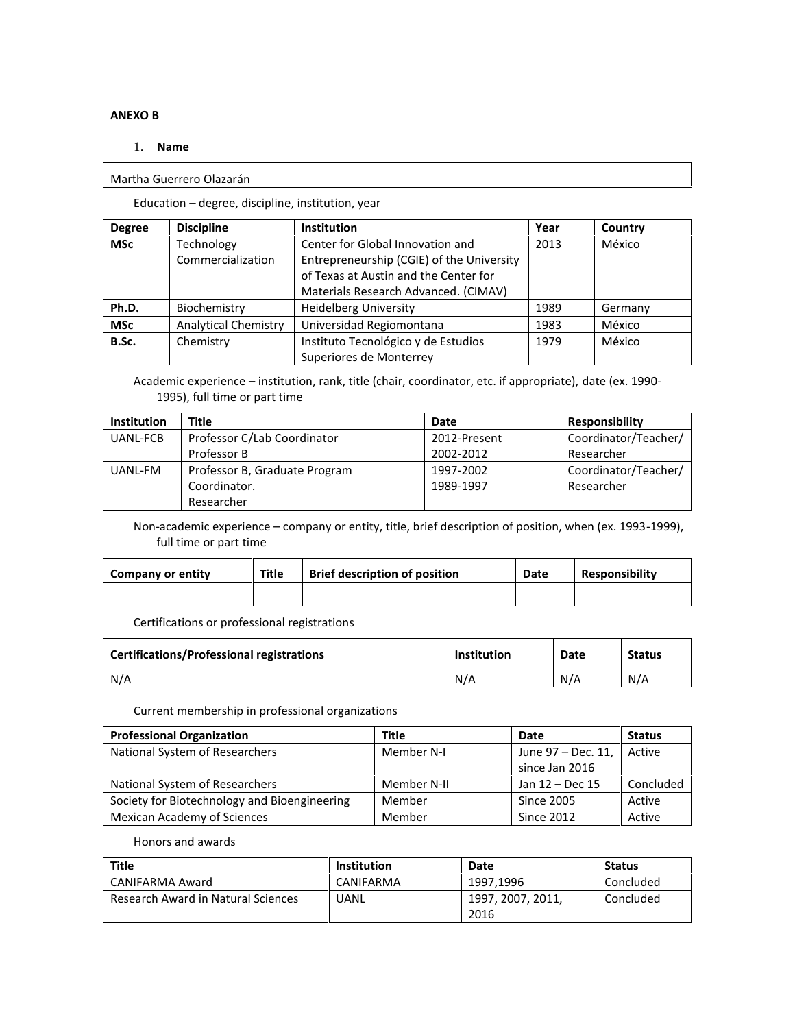**ANEXO B**

1. **Name**

| |
|---|
| Martha Guerrero Olazarán |

Education – degree, discipline, institution, year

| Degree | Discipline | Institution | Year | Country |
|---|---|---|---|---|
| **MSc** | Technology Commercialization | Center for Global Innovation and Entrepreneurship (CGIE) of the University of Texas at Austin and the Center for Materials Research Advanced. (CIMAV) | 2013 | México |
| **Ph.D.** | Biochemistry | Heidelberg University | 1989 | Germany |
| **MSc** | Analytical Chemistry | Universidad Regiomontana | 1983 | México |
| **B.Sc.** | Chemistry | Instituto Tecnológico y de Estudios Superiores de Monterrey | 1979 | México |

Academic experience – institution, rank, title (chair, coordinator, etc. if appropriate), date (ex. 1990-1995), full time or part time

| Institution | Title | Date | Responsibility |
|---|---|---|---|
| UANL-FCB | Professor C/Lab Coordinator<br>Professor B | 2012-Present<br>2002-2012 | Coordinator/Teacher/ Researcher |
| UANL-FM | Professor B, Graduate Program Coordinator.<br>Researcher | 1997-2002<br>1989-1997 | Coordinator/Teacher/ Researcher |

Non-academic experience – company or entity, title, brief description of position, when (ex. 1993-1999), full time or part time

| Company or entity | Title | Brief description of position | Date | Responsibility |
|---|---|---|---|---|
| | | | | |

Certifications or professional registrations

| Certifications/Professional registrations | Institution | Date | Status |
|---|---|---|---|
| N/A | N/A | N/A | N/A |

Current membership in professional organizations

| Professional Organization | Title | Date | Status |
|---|---|---|---|
| National System of Researchers | Member N-I | June 97 – Dec. 11, since Jan 2016 | Active |
| National System of Researchers | Member N-II | Jan 12 – Dec 15 | Concluded |
| Society for Biotechnology and Bioengineering | Member | Since 2005 | Active |
| Mexican Academy of Sciences | Member | Since 2012 | Active |

Honors and awards

| Title | Institution | Date | Status |
|---|---|---|---|
| CANIFARMA Award | CANIFARMA | 1997,1996 | Concluded |
| Research Award in Natural Sciences | UANL | 1997, 2007, 2011, 2016 | Concluded |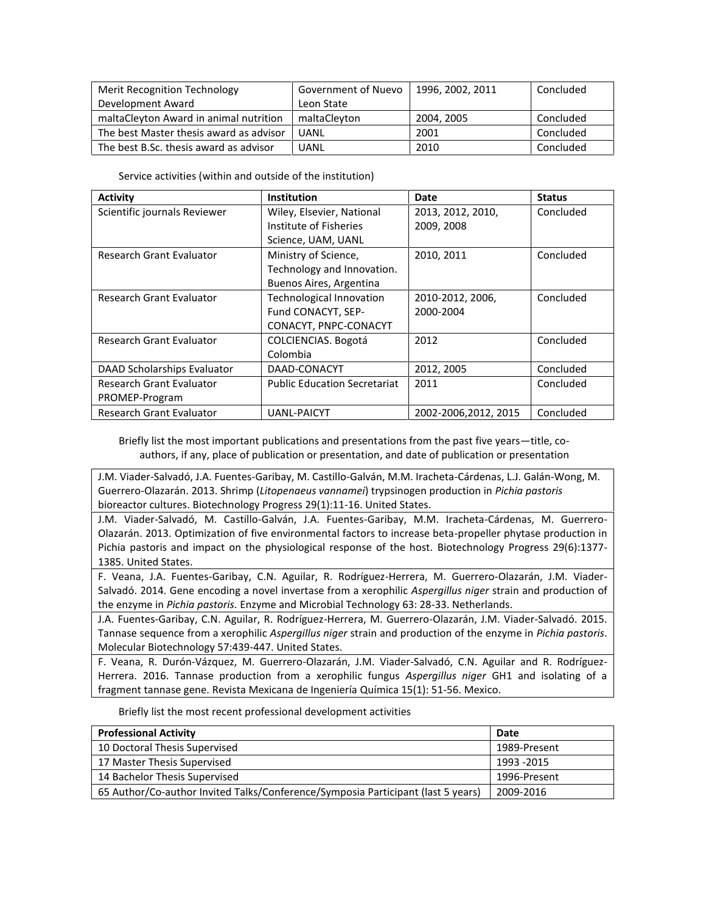| | | | |
|---|---|---|---|
| Merit Recognition Technology Development Award | Government of Nuevo Leon State | 1996, 2002, 2011 | Concluded |
| maltaCleyton Award in animal nutrition | maltaCleyton | 2004, 2005 | Concluded |
| The best Master thesis award as advisor | UANL | 2001 | Concluded |
| The best B.Sc. thesis award as advisor | UANL | 2010 | Concluded |

Service activities (within and outside of the institution)

| Activity | Institution | Date | Status |
|---|---|---|---|
| Scientific journals Reviewer | Wiley, Elsevier, National Institute of Fisheries Science, UAM, UANL | 2013, 2012, 2010, 2009, 2008 | Concluded |
| Research Grant Evaluator | Ministry of Science, Technology and Innovation. Buenos Aires, Argentina | 2010, 2011 | Concluded |
| Research Grant Evaluator | Technological Innovation Fund CONACYT, SEP-CONACYT, PNPC-CONACYT | 2010-2012, 2006, 2000-2004 | Concluded |
| Research Grant Evaluator | COLCIENCIAS. Bogotá Colombia | 2012 | Concluded |
| DAAD Scholarships Evaluator | DAAD-CONACYT | 2012, 2005 | Concluded |
| Research Grant Evaluator PROMEP-Program | Public Education Secretariat | 2011 | Concluded |
| Research Grant Evaluator | UANL-PAICYT | 2002-2006,2012, 2015 | Concluded |

Briefly list the most important publications and presentations from the past five years—title, co-authors, if any, place of publication or presentation, and date of publication or presentation

| |
|---|
| J.M. Viader-Salvadó, J.A. Fuentes-Garibay, M. Castillo-Galván, M.M. Iracheta-Cárdenas, L.J. Galán-Wong, M. Guerrero-Olazarán. 2013. Shrimp (*Litopenaeus vannamei*) trypsinogen production in *Pichia pastoris* bioreactor cultures. Biotechnology Progress 29(1):11-16. United States. |
| J.M. Viader-Salvadó, M. Castillo-Galván, J.A. Fuentes-Garibay, M.M. Iracheta-Cárdenas, M. Guerrero-Olazarán. 2013. Optimization of five environmental factors to increase beta-propeller phytase production in Pichia pastoris and impact on the physiological response of the host. Biotechnology Progress 29(6):1377-1385. United States. |
| F. Veana, J.A. Fuentes-Garibay, C.N. Aguilar, R. Rodríguez-Herrera, M. Guerrero-Olazarán, J.M. Viader-Salvadó. 2014. Gene encoding a novel invertase from a xerophilic *Aspergillus niger* strain and production of the enzyme in *Pichia pastoris*. Enzyme and Microbial Technology 63: 28-33. Netherlands. |
| J.A. Fuentes-Garibay, C.N. Aguilar, R. Rodríguez-Herrera, M. Guerrero-Olazarán, J.M. Viader-Salvadó. 2015. Tannase sequence from a xerophilic *Aspergillus niger* strain and production of the enzyme in *Pichia pastoris*. Molecular Biotechnology 57:439-447. United States. |
| F. Veana, R. Durón-Vázquez, M. Guerrero-Olazarán, J.M. Viader-Salvadó, C.N. Aguilar and R. Rodríguez-Herrera. 2016. Tannase production from a xerophilic fungus *Aspergillus niger* GH1 and isolating of a fragment tannase gene. Revista Mexicana de Ingeniería Química 15(1): 51-56. Mexico. |

Briefly list the most recent professional development activities

| Professional Activity | Date |
|---|---|
| 10 Doctoral Thesis Supervised | 1989-Present |
| 17 Master Thesis Supervised | 1993 -2015 |
| 14 Bachelor Thesis Supervised | 1996-Present |
| 65 Author/Co-author Invited Talks/Conference/Symposia Participant (last 5 years) | 2009-2016 |